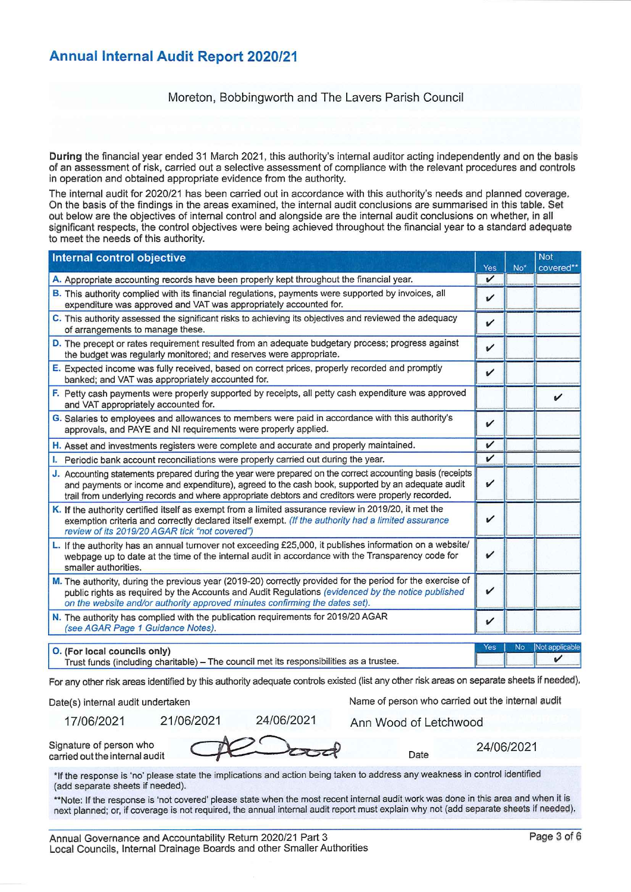# Annual Internal Audit Report 2020/21

Moreton, Bobbingworth and The Lavers Parish Council

During the financial year ended 31 March 2021, this authority's internal auditor acting independently and on the basis of an assessment of risk, carried out a selective assessment of compliance with the relevant procedures and controls in operation and obtained appropriate evidence from the authority.

The internal audit for 2020/21 has been carried out in accordance with this authority's needs and planned coverage. On the basis of the findings in the areas examined, the internal audit conclusions are summarised in this table. Set out below are the objectives of internal control and alongside are the internal audit conclusions on whether, in all significant respects, the control objectives were being achieved throughout the financial year to a standard adequate to meet the needs of this authority.

| Internal control objective | Yes | No* | Not covered** |
|---|---|---|---|
| A. Appropriate accounting records have been properly kept throughout the financial year. | ✓ | | |
| B. This authority complied with its financial regulations, payments were supported by invoices, all expenditure was approved and VAT was appropriately accounted for. | ✓ | | |
| C. This authority assessed the significant risks to achieving its objectives and reviewed the adequacy of arrangements to manage these. | ✓ | | |
| D. The precept or rates requirement resulted from an adequate budgetary process; progress against the budget was regularly monitored; and reserves were appropriate. | ✓ | | |
| E. Expected income was fully received, based on correct prices, properly recorded and promptly banked; and VAT was appropriately accounted for. | ✓ | | |
| F. Petty cash payments were properly supported by receipts, all petty cash expenditure was approved and VAT appropriately accounted for. | | | ✓ |
| G. Salaries to employees and allowances to members were paid in accordance with this authority's approvals, and PAYE and NI requirements were properly applied. | ✓ | | |
| H. Asset and investments registers were complete and accurate and properly maintained. | ✓ | | |
| I. Periodic bank account reconciliations were properly carried out during the year. | ✓ | | |
| J. Accounting statements prepared during the year were prepared on the correct accounting basis (receipts and payments or income and expenditure), agreed to the cash book, supported by an adequate audit trail from underlying records and where appropriate debtors and creditors were properly recorded. | ✓ | | |
| K. If the authority certified itself as exempt from a limited assurance review in 2019/20, it met the exemption criteria and correctly declared itself exempt. *(If the authority had a limited assurance review of its 2019/20 AGAR tick "not covered")* | ✓ | | |
| L. If the authority has an annual turnover not exceeding £25,000, it publishes information on a website/ webpage up to date at the time of the internal audit in accordance with the Transparency code for smaller authorities. | ✓ | | |
| M. The authority, during the previous year (2019-20) correctly provided for the period for the exercise of public rights as required by the Accounts and Audit Regulations *(evidenced by the notice published on the website and/or authority approved minutes confirming the dates set)*. | ✓ | | |
| N. The authority has complied with the publication requirements for 2019/20 AGAR *(see AGAR Page 1 Guidance Notes)*. | ✓ | | |

| | Yes | No | Not applicable |
|---|---|---|---|
| **O. (For local councils only)** Trust funds (including charitable) – The council met its responsibilities as a trustee. | | | ✓ |

For any other risk areas identified by this authority adequate controls existed (list any other risk areas on separate sheets if needed).

Date(s) internal audit undertaken: 17/06/2021 21/06/2021 24/06/2021

Name of person who carried out the internal audit: Ann Wood of Letchwood

Signature of person who carried out the internal audit: [signature]

Date: 24/06/2021

*If the response is 'no' please state the implications and action being taken to address any weakness in control identified (add separate sheets if needed).

**Note: If the response is 'not covered' please state when the most recent internal audit work was done in this area and when it is next planned; or, if coverage is not required, the annual internal audit report must explain why not (add separate sheets if needed).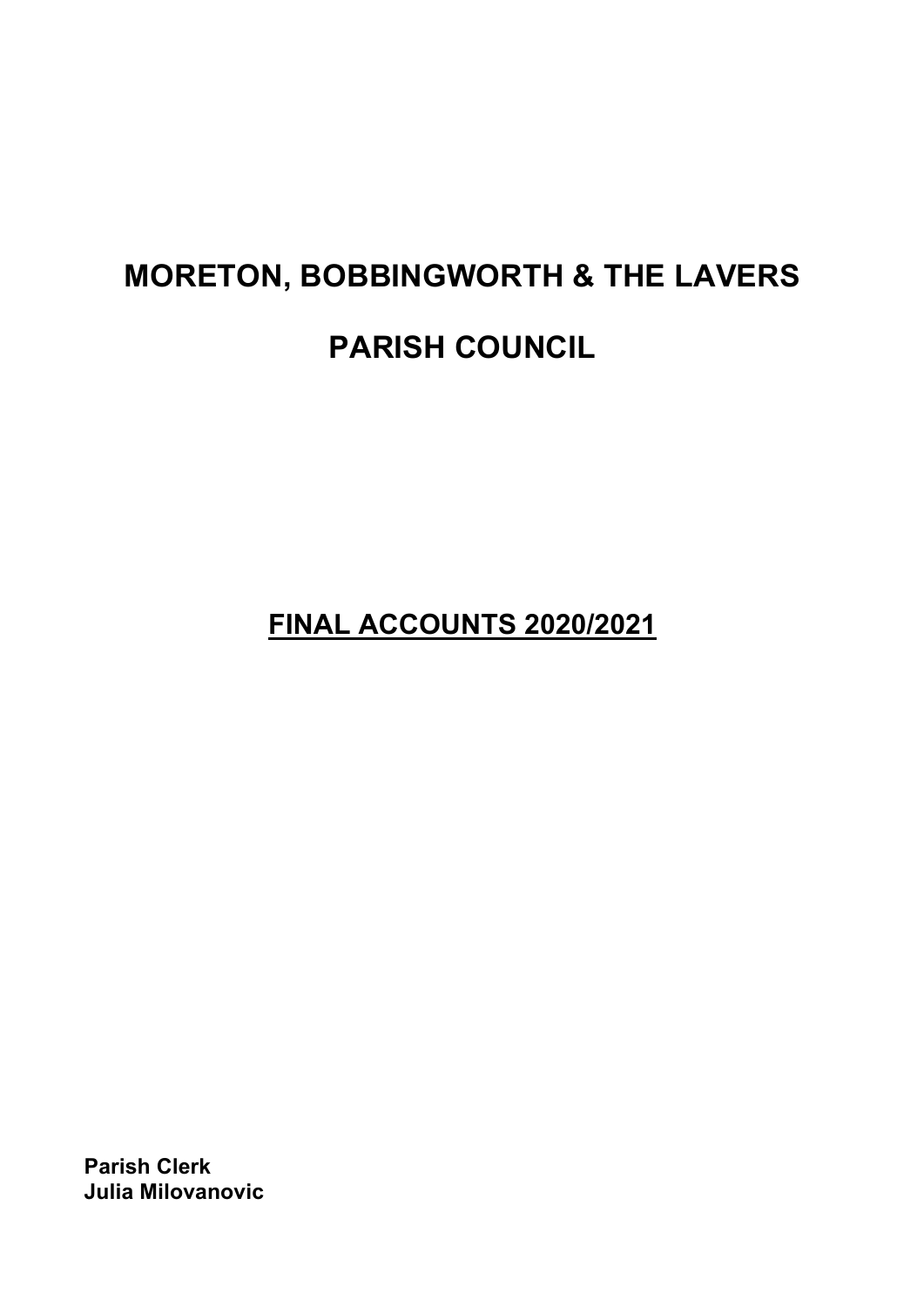# MORETON, BOBBINGWORTH & THE LAVERS

# PARISH COUNCIL

## <u>FINAL ACCOUNTS 2020/2021</u>

**Parish Clerk**
**Julia Milovanovic**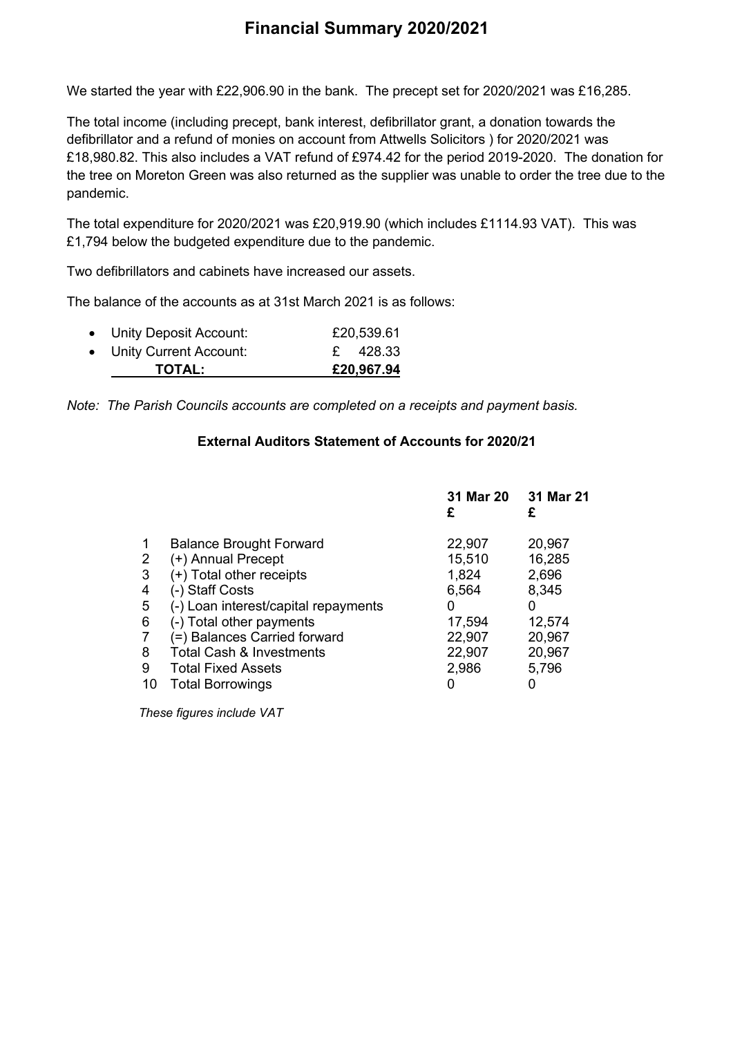# Financial Summary 2020/2021

We started the year with £22,906.90 in the bank. The precept set for 2020/2021 was £16,285.

The total income (including precept, bank interest, defibrillator grant, a donation towards the defibrillator and a refund of monies on account from Attwells Solicitors ) for 2020/2021 was £18,980.82. This also includes a VAT refund of £974.42 for the period 2019-2020. The donation for the tree on Moreton Green was also returned as the supplier was unable to order the tree due to the pandemic.

The total expenditure for 2020/2021 was £20,919.90 (which includes £1114.93 VAT). This was £1,794 below the budgeted expenditure due to the pandemic.

Two defibrillators and cabinets have increased our assets.

The balance of the accounts as at 31st March 2021 is as follows:

| | |
|---|---|
| • Unity Deposit Account: | £20,539.61 |
| • Unity Current Account: | £ 428.33 |
| **TOTAL:** | **£20,967.94** |

*Note: The Parish Councils accounts are completed on a receipts and payment basis.*

### External Auditors Statement of Accounts for 2020/21

| | | **31 Mar 20 £** | **31 Mar 21 £** |
|---|---|---|---|
| 1 | Balance Brought Forward | 22,907 | 20,967 |
| 2 | (+) Annual Precept | 15,510 | 16,285 |
| 3 | (+) Total other receipts | 1,824 | 2,696 |
| 4 | (-) Staff Costs | 6,564 | 8,345 |
| 5 | (-) Loan interest/capital repayments | 0 | 0 |
| 6 | (-) Total other payments | 17,594 | 12,574 |
| 7 | (=) Balances Carried forward | 22,907 | 20,967 |
| 8 | Total Cash & Investments | 22,907 | 20,967 |
| 9 | Total Fixed Assets | 2,986 | 5,796 |
| 10 | Total Borrowings | 0 | 0 |

*These figures include VAT*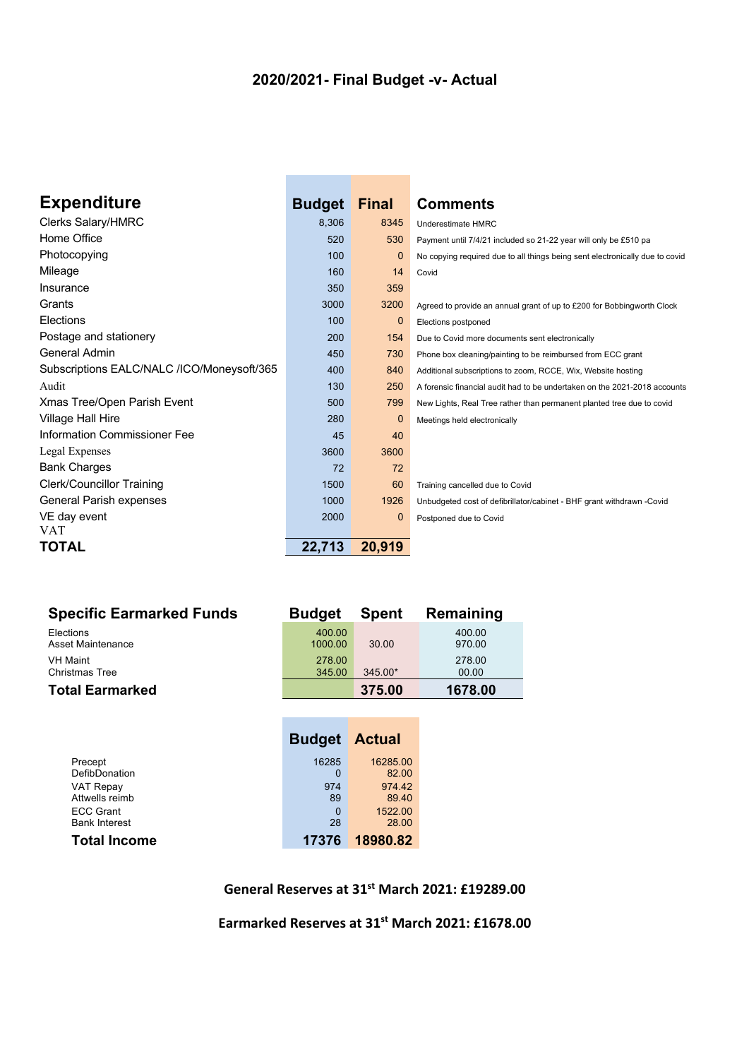# 2020/2021- Final Budget -v- Actual

| Expenditure | Budget | Final | Comments |
|---|---|---|---|
| Clerks Salary/HMRC | 8,306 | 8345 | Underestimate HMRC |
| Home Office | 520 | 530 | Payment until 7/4/21 included so 21-22 year will only be £510 pa |
| Photocopying | 100 | 0 | No copying required due to all things being sent electronically due to covid |
| Mileage | 160 | 14 | Covid |
| Insurance | 350 | 359 | |
| Grants | 3000 | 3200 | Agreed to provide an annual grant of up to £200 for Bobbingworth Clock |
| Elections | 100 | 0 | Elections postponed |
| Postage and stationery | 200 | 154 | Due to Covid more documents sent electronically |
| General Admin | 450 | 730 | Phone box cleaning/painting to be reimbursed from ECC grant |
| Subscriptions EALC/NALC /ICO/Moneysoft/365 | 400 | 840 | Additional subscriptions to zoom, RCCE, Wix, Website hosting |
| Audit | 130 | 250 | A forensic financial audit had to be undertaken on the 2021-2018 accounts |
| Xmas Tree/Open Parish Event | 500 | 799 | New Lights, Real Tree rather than permanent planted tree due to covid |
| Village Hall Hire | 280 | 0 | Meetings held electronically |
| Information Commissioner Fee | 45 | 40 | |
| Legal Expenses | 3600 | 3600 | |
| Bank Charges | 72 | 72 | |
| Clerk/Councillor Training | 1500 | 60 | Training cancelled due to Covid |
| General Parish expenses | 1000 | 1926 | Unbudgeted cost of defibrillator/cabinet - BHF grant withdrawn -Covid |
| VE day event | 2000 | 0 | Postponed due to Covid |
| VAT | | | |
| **TOTAL** | **22,713** | **20,919** | |

| Specific Earmarked Funds | Budget | Spent | Remaining |
|---|---|---|---|
| Elections | 400.00 | | 400.00 |
| Asset Maintenance | 1000.00 | 30.00 | 970.00 |
| VH Maint | 278.00 | | 278.00 |
| Christmas Tree | 345.00 | 345.00* | 00.00 |
| **Total Earmarked** | | **375.00** | **1678.00** |

| | Budget | Actual |
|---|---|---|
| Precept | 16285 | 16285.00 |
| DefibDonation | 0 | 82.00 |
| VAT Repay | 974 | 974.42 |
| Attwells reimb | 89 | 89.40 |
| ECC Grant | 0 | 1522.00 |
| Bank Interest | 28 | 28.00 |
| **Total Income** | **17376** | **18980.82** |

**General Reserves at 31st March 2021: £19289.00**

**Earmarked Reserves at 31st March 2021: £1678.00**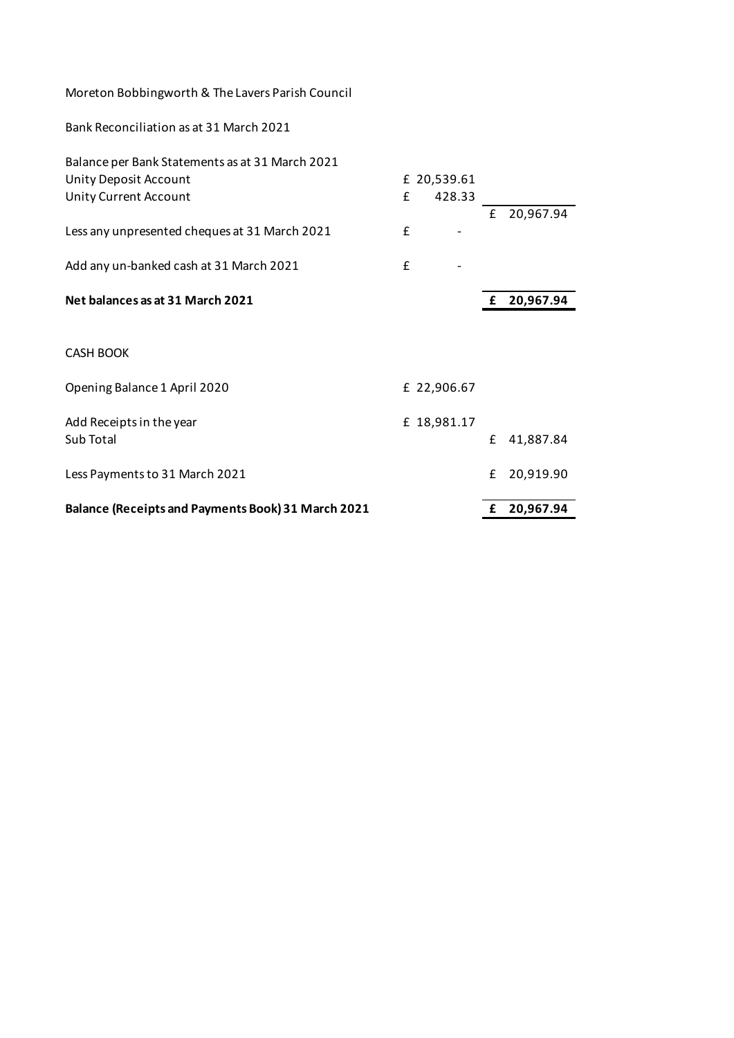Moreton Bobbingworth & The Lavers Parish Council

Bank Reconciliation as at 31 March 2021

| | | |
|---|---|---|
| Balance per Bank Statements as at 31 March 2021 | | |
| Unity Deposit Account | £ 20,539.61 | |
| Unity Current Account | £ 428.33 | |
| | | £ 20,967.94 |
| Less any unpresented cheques at 31 March 2021 | £ - | |
| Add any un-banked cash at 31 March 2021 | £ - | |
| **Net balances as at 31 March 2021** | | **£ 20,967.94** |

CASH BOOK

| | | |
|---|---|---|
| Opening Balance 1 April 2020 | £ 22,906.67 | |
| Add Receipts in the year | £ 18,981.17 | |
| Sub Total | | £ 41,887.84 |
| Less Payments to 31 March 2021 | | £ 20,919.90 |
| **Balance (Receipts and Payments Book) 31 March 2021** | | **£ 20,967.94** |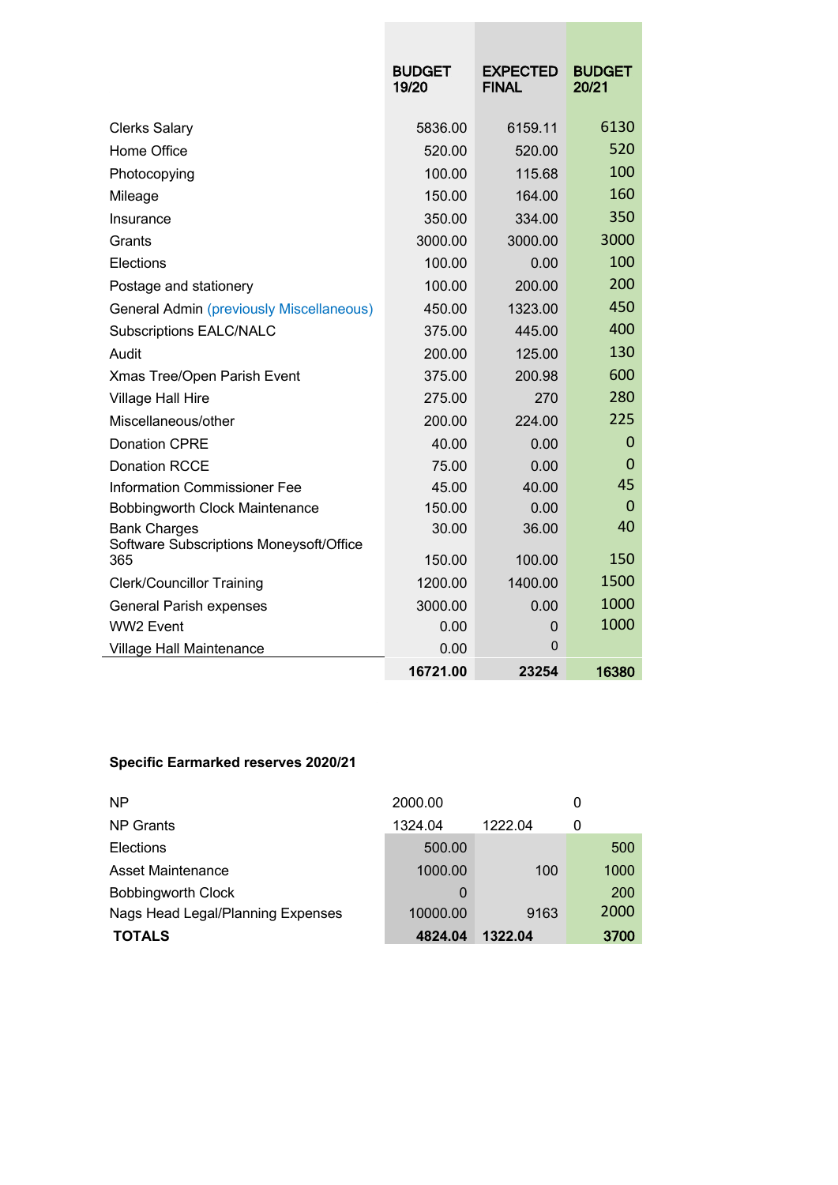| | BUDGET 19/20 | EXPECTED FINAL | BUDGET 20/21 |
|---|---|---|---|
| Clerks Salary | 5836.00 | 6159.11 | 6130 |
| Home Office | 520.00 | 520.00 | 520 |
| Photocopying | 100.00 | 115.68 | 100 |
| Mileage | 150.00 | 164.00 | 160 |
| Insurance | 350.00 | 334.00 | 350 |
| Grants | 3000.00 | 3000.00 | 3000 |
| Elections | 100.00 | 0.00 | 100 |
| Postage and stationery | 100.00 | 200.00 | 200 |
| General Admin (previously Miscellaneous) | 450.00 | 1323.00 | 450 |
| Subscriptions EALC/NALC | 375.00 | 445.00 | 400 |
| Audit | 200.00 | 125.00 | 130 |
| Xmas Tree/Open Parish Event | 375.00 | 200.98 | 600 |
| Village Hall Hire | 275.00 | 270 | 280 |
| Miscellaneous/other | 200.00 | 224.00 | 225 |
| Donation CPRE | 40.00 | 0.00 | 0 |
| Donation RCCE | 75.00 | 0.00 | 0 |
| Information Commissioner Fee | 45.00 | 40.00 | 45 |
| Bobbingworth Clock Maintenance | 150.00 | 0.00 | 0 |
| Bank Charges | 30.00 | 36.00 | 40 |
| Software Subscriptions Moneysoft/Office 365 | 150.00 | 100.00 | 150 |
| Clerk/Councillor Training | 1200.00 | 1400.00 | 1500 |
| General Parish expenses | 3000.00 | 0.00 | 1000 |
| WW2 Event | 0.00 | 0 | 1000 |
| Village Hall Maintenance | 0.00 | 0 | |
| | **16721.00** | **23254** | **16380** |

**Specific Earmarked reserves 2020/21**

| | | | |
|---|---|---|---|
| NP | 2000.00 | | 0 |
| NP Grants | 1324.04 | 1222.04 | 0 |
| Elections | 500.00 | | 500 |
| Asset Maintenance | 1000.00 | 100 | 1000 |
| Bobbingworth Clock | 0 | | 200 |
| Nags Head Legal/Planning Expenses | 10000.00 | 9163 | 2000 |
| **TOTALS** | **4824.04** | **1322.04** | **3700** |